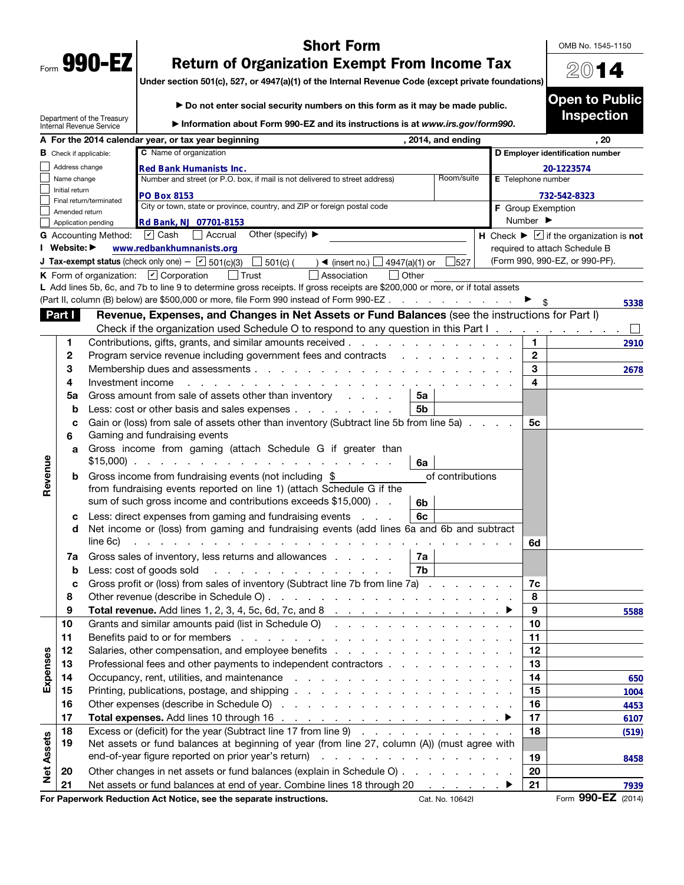Form **990-EZ**

Department of the Treasury
Internal Revenue Service

# Short Form
# Return of Organization Exempt From Income Tax

Under section 501(c), 527, or 4947(a)(1) of the Internal Revenue Code (except private foundations)

▶ Do not enter social security numbers on this form as it may be made public.

▶ Information about Form 990-EZ and its instructions is at *www.irs.gov/form990*.

OMB No. 1545-1150

**2014**

**Open to Public Inspection**

**A** For the 2014 calendar year, or tax year beginning , 2014, and ending , 20

**B** Check if applicable:
- ☐ Address change
- ☐ Name change
- ☐ Initial return
- ☐ Final return/terminated
- ☐ Amended return
- ☐ Application pending

**C** Name of organization: **Red Bank Humanists Inc.**

Number and street (or P.O. box, if mail is not delivered to street address): **PO Box 8153** Room/suite

City or town, state or province, country, and ZIP or foreign postal code: **Rd Bank, NJ 07701-8153**

**D** Employer identification number: **20-1223574**

**E** Telephone number: **732-542-8323**

**F** Group Exemption Number ▶

**G** Accounting Method: ☑ Cash ☐ Accrual Other (specify) ▶

**H** Check ▶ ☑ if the organization is **not** required to attach Schedule B (Form 990, 990-EZ, or 990-PF).

**I** Website: ▶ **www.redbankhumnanists.org**

**J** Tax-exempt status (check only one) — ☑ 501(c)(3) ☐ 501(c) ( ) ◀ (insert no.) ☐ 4947(a)(1) or ☐ 527

**K** Form of organization: ☑ Corporation ☐ Trust ☐ Association ☐ Other

**L** Add lines 5b, 6c, and 7b to line 9 to determine gross receipts. If gross receipts are $200,000 or more, or if total assets (Part II, column (B) below) are $500,000 or more, file Form 990 instead of Form 990-EZ . . . ▶ $ **5338**

**Part I** **Revenue, Expenses, and Changes in Net Assets or Fund Balances** (see the instructions for Part I)

Check if the organization used Schedule O to respond to any question in this Part I . . . ☐

| Section | Line | Description | Sub-line | Sub-amount | Line | Amount |
|---|---|---|---|---|---|---|
| Revenue | 1 | Contributions, gifts, grants, and similar amounts received | | | 1 | 2910 |
| | 2 | Program service revenue including government fees and contracts | | | 2 | |
| | 3 | Membership dues and assessments | | | 3 | 2678 |
| | 4 | Investment income | | | 4 | |
| | 5a | Gross amount from sale of assets other than inventory | 5a | | | |
| | b | Less: cost or other basis and sales expenses | 5b | | | |
| | c | Gain or (loss) from sale of assets other than inventory (Subtract line 5b from line 5a) | | | 5c | |
| | 6 | Gaming and fundraising events | | | | |
| | a | Gross income from gaming (attach Schedule G if greater than $15,000) | 6a | | | |
| | b | Gross income from fundraising events (not including $ of contributions from fundraising events reported on line 1) (attach Schedule G if the sum of such gross income and contributions exceeds $15,000) | 6b | | | |
| | c | Less: direct expenses from gaming and fundraising events | 6c | | | |
| | d | Net income or (loss) from gaming and fundraising events (add lines 6a and 6b and subtract line 6c) | | | 6d | |
| | 7a | Gross sales of inventory, less returns and allowances | 7a | | | |
| | b | Less: cost of goods sold | 7b | | | |
| | c | Gross profit or (loss) from sales of inventory (Subtract line 7b from line 7a) | | | 7c | |
| | 8 | Other revenue (describe in Schedule O) | | | 8 | |
| | 9 | **Total revenue.** Add lines 1, 2, 3, 4, 5c, 6d, 7c, and 8 ▶ | | | 9 | 5588 |
| Expenses | 10 | Grants and similar amounts paid (list in Schedule O) | | | 10 | |
| | 11 | Benefits paid to or for members | | | 11 | |
| | 12 | Salaries, other compensation, and employee benefits | | | 12 | |
| | 13 | Professional fees and other payments to independent contractors | | | 13 | |
| | 14 | Occupancy, rent, utilities, and maintenance | | | 14 | 650 |
| | 15 | Printing, publications, postage, and shipping | | | 15 | 1004 |
| | 16 | Other expenses (describe in Schedule O) | | | 16 | 4453 |
| | 17 | **Total expenses.** Add lines 10 through 16 ▶ | | | 17 | 6107 |
| Net Assets | 18 | Excess or (deficit) for the year (Subtract line 17 from line 9) | | | 18 | (519) |
| | 19 | Net assets or fund balances at beginning of year (from line 27, column (A)) (must agree with end-of-year figure reported on prior year's return) | | | 19 | 8458 |
| | 20 | Other changes in net assets or fund balances (explain in Schedule O) | | | 20 | |
| | 21 | Net assets or fund balances at end of year. Combine lines 18 through 20 ▶ | | | 21 | 7939 |

**For Paperwork Reduction Act Notice, see the separate instructions.** Cat. No. 10642I Form **990-EZ** (2014)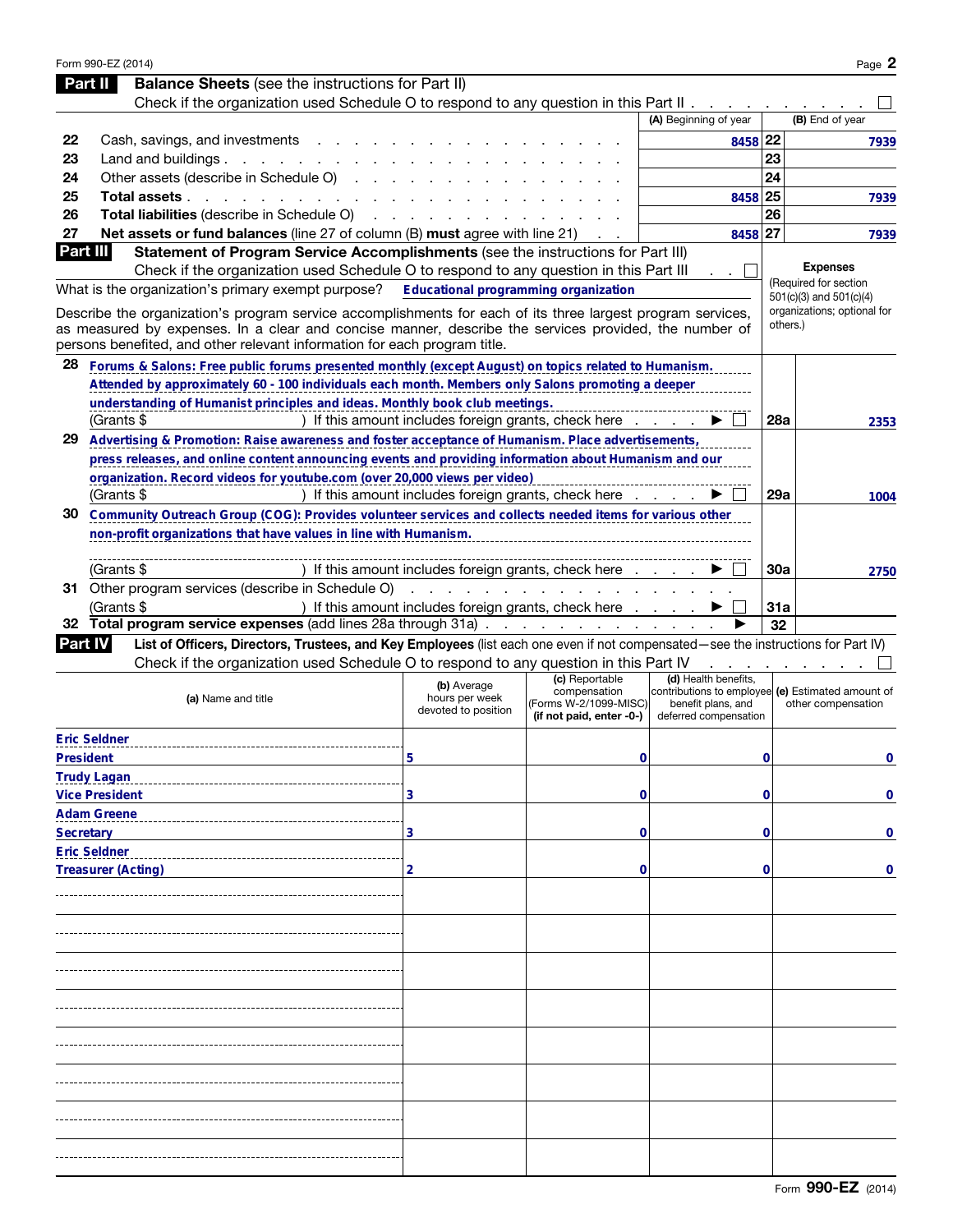Form 990-EZ (2014)

## Part II Balance Sheets (see the instructions for Part II)

Check if the organization used Schedule O to respond to any question in this Part II . . . . . . . . . . ☐

| | | (A) Beginning of year | | (B) End of year |
|---|---|---|---|---|
| 22 | Cash, savings, and investments | 8458 | 22 | 7939 |
| 23 | Land and buildings | | 23 | |
| 24 | Other assets (describe in Schedule O) | | 24 | |
| 25 | **Total assets** | 8458 | 25 | 7939 |
| 26 | **Total liabilities** (describe in Schedule O) | | 26 | |
| 27 | **Net assets or fund balances** (line 27 of column (B) **must** agree with line 21) | 8458 | 27 | 7939 |

## Part III Statement of Program Service Accomplishments (see the instructions for Part III)

Check if the organization used Schedule O to respond to any question in this Part III . . ☐

**Expenses** (Required for section 501(c)(3) and 501(c)(4) organizations; optional for others.)

What is the organization's primary exempt purpose? **Educational programming organization**

Describe the organization's program service accomplishments for each of its three largest program services, as measured by expenses. In a clear and concise manner, describe the services provided, the number of persons benefited, and other relevant information for each program title.

| | | | |
|---|---|---|---|
| 28 | Forums & Salons: Free public forums presented monthly (except August) on topics related to Humanism. Attended by approximately 60 - 100 individuals each month. Members only Salons promoting a deeper understanding of Humanist principles and ideas. Monthly book club meetings.<br>(Grants $ ) If this amount includes foreign grants, check here . . . . ▶ ☐ | 28a | 2353 |
| 29 | Advertising & Promotion: Raise awareness and foster acceptance of Humanism. Place advertisements, press releases, and online content announcing events and providing information about Humanism and our organization. Record videos for youtube.com (over 20,000 views per video)<br>(Grants $ ) If this amount includes foreign grants, check here . . . . ▶ ☐ | 29a | 1004 |
| 30 | Community Outreach Group (COG): Provides volunteer services and collects needed items for various other non-profit organizations that have values in line with Humanism.<br>(Grants $ ) If this amount includes foreign grants, check here . . . . ▶ ☐ | 30a | 2750 |
| 31 | Other program services (describe in Schedule O)<br>(Grants $ ) If this amount includes foreign grants, check here . . . . ▶ ☐ | 31a | |
| 32 | **Total program service expenses** (add lines 28a through 31a) . . . . . ▶ | 32 | |

## Part IV List of Officers, Directors, Trustees, and Key Employees (list each one even if not compensated—see the instructions for Part IV)

Check if the organization used Schedule O to respond to any question in this Part IV . . . . . . . . ☐

| (a) Name and title | (b) Average hours per week devoted to position | (c) Reportable compensation (Forms W-2/1099-MISC) (if not paid, enter -0-) | (d) Health benefits, contributions to employee benefit plans, and deferred compensation | (e) Estimated amount of other compensation |
|---|---|---|---|---|
| Eric Seldner<br>President | 5 | 0 | 0 | 0 |
| Trudy Lagan<br>Vice President | 3 | 0 | 0 | 0 |
| Adam Greene<br>Secretary | 3 | 0 | 0 | 0 |
| Eric Seldner<br>Treasurer (Acting) | 2 | 0 | 0 | 0 |

Form **990-EZ** (2014)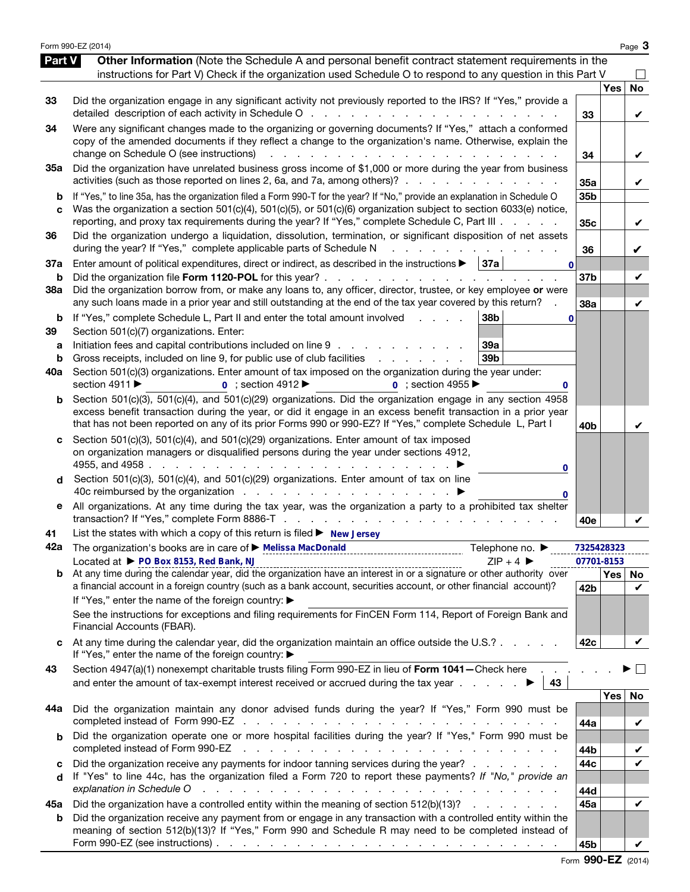Form 990-EZ (2014)

## Part V Other Information (Note the Schedule A and personal benefit contract statement requirements in the instructions for Part V) Check if the organization used Schedule O to respond to any question in this Part V ☐

| Line | Question | | Yes | No |
|---|---|---|---|---|
| 33 | Did the organization engage in any significant activity not previously reported to the IRS? If "Yes," provide a detailed description of each activity in Schedule O | 33 | | ✔ |
| 34 | Were any significant changes made to the organizing or governing documents? If "Yes," attach a conformed copy of the amended documents if they reflect a change to the organization's name. Otherwise, explain the change on Schedule O (see instructions) | 34 | | ✔ |
| 35a | Did the organization have unrelated business gross income of $1,000 or more during the year from business activities (such as those reported on lines 2, 6a, and 7a, among others)? | 35a | | ✔ |
| b | If "Yes," to line 35a, has the organization filed a Form 990-T for the year? If "No," provide an explanation in Schedule O | 35b | | |
| c | Was the organization a section 501(c)(4), 501(c)(5), or 501(c)(6) organization subject to section 6033(e) notice, reporting, and proxy tax requirements during the year? If "Yes," complete Schedule C, Part III | 35c | | ✔ |
| 36 | Did the organization undergo a liquidation, dissolution, termination, or significant disposition of net assets during the year? If "Yes," complete applicable parts of Schedule N | 36 | | ✔ |
| 37a | Enter amount of political expenditures, direct or indirect, as described in the instructions ▶ 37a: 0 | | | |
| b | Did the organization file **Form 1120-POL** for this year? | 37b | | ✔ |
| 38a | Did the organization borrow from, or make any loans to, any officer, director, trustee, or key employee **or** were any such loans made in a prior year and still outstanding at the end of the tax year covered by this return? | 38a | | ✔ |
| b | If "Yes," complete Schedule L, Part II and enter the total amount involved 38b: 0 | | | |
| 39 | Section 501(c)(7) organizations. Enter: | | | |
| a | Initiation fees and capital contributions included on line 9 39a | | | |
| b | Gross receipts, included on line 9, for public use of club facilities 39b | | | |
| 40a | Section 501(c)(3) organizations. Enter amount of tax imposed on the organization during the year under: section 4911 ▶ 0 ; section 4912 ▶ 0 ; section 4955 ▶ 0 | | | |
| b | Section 501(c)(3), 501(c)(4), and 501(c)(29) organizations. Did the organization engage in any section 4958 excess benefit transaction during the year, or did it engage in an excess benefit transaction in a prior year that has not been reported on any of its prior Forms 990 or 990-EZ? If "Yes," complete Schedule L, Part I | 40b | | ✔ |
| c | Section 501(c)(3), 501(c)(4), and 501(c)(29) organizations. Enter amount of tax imposed on organization managers or disqualified persons during the year under sections 4912, 4955, and 4958 ▶ 0 | | | |
| d | Section 501(c)(3), 501(c)(4), and 501(c)(29) organizations. Enter amount of tax on line 40c reimbursed by the organization ▶ 0 | | | |
| e | All organizations. At any time during the tax year, was the organization a party to a prohibited tax shelter transaction? If "Yes," complete Form 8886-T | 40e | | ✔ |

41 List the states with which a copy of this return is filed ▶ New Jersey

42a The organization's books are in care of ▶ Melissa MacDonald Telephone no. ▶ 7325428323
Located at ▶ PO Box 8153, Red Bank, NJ ZIP + 4 ▶ 07701-8153

| Line | Question | | Yes | No |
|---|---|---|---|---|
| b | At any time during the calendar year, did the organization have an interest in or a signature or other authority over a financial account in a foreign country (such as a bank account, securities account, or other financial account)? If "Yes," enter the name of the foreign country: ▶ See the instructions for exceptions and filing requirements for FinCEN Form 114, Report of Foreign Bank and Financial Accounts (FBAR). | 42b | | ✔ |
| c | At any time during the calendar year, did the organization maintain an office outside the U.S.? If "Yes," enter the name of the foreign country: ▶ | 42c | | ✔ |

43 Section 4947(a)(1) nonexempt charitable trusts filing Form 990-EZ in lieu of **Form 1041**—Check here ▶ ☐
and enter the amount of tax-exempt interest received or accrued during the tax year ▶ 43

| Line | Question | | Yes | No |
|---|---|---|---|---|
| 44a | Did the organization maintain any donor advised funds during the year? If "Yes," Form 990 must be completed instead of Form 990-EZ | 44a | | ✔ |
| b | Did the organization operate one or more hospital facilities during the year? If "Yes," Form 990 must be completed instead of Form 990-EZ | 44b | | ✔ |
| c | Did the organization receive any payments for indoor tanning services during the year? | 44c | | ✔ |
| d | If "Yes" to line 44c, has the organization filed a Form 720 to report these payments? *If "No," provide an explanation in Schedule O* | 44d | | |
| 45a | Did the organization have a controlled entity within the meaning of section 512(b)(13)? | 45a | | ✔ |
| b | Did the organization receive any payment from or engage in any transaction with a controlled entity within the meaning of section 512(b)(13)? If "Yes," Form 990 and Schedule R may need to be completed instead of Form 990-EZ (see instructions) | 45b | | ✔ |

Form **990-EZ** (2014)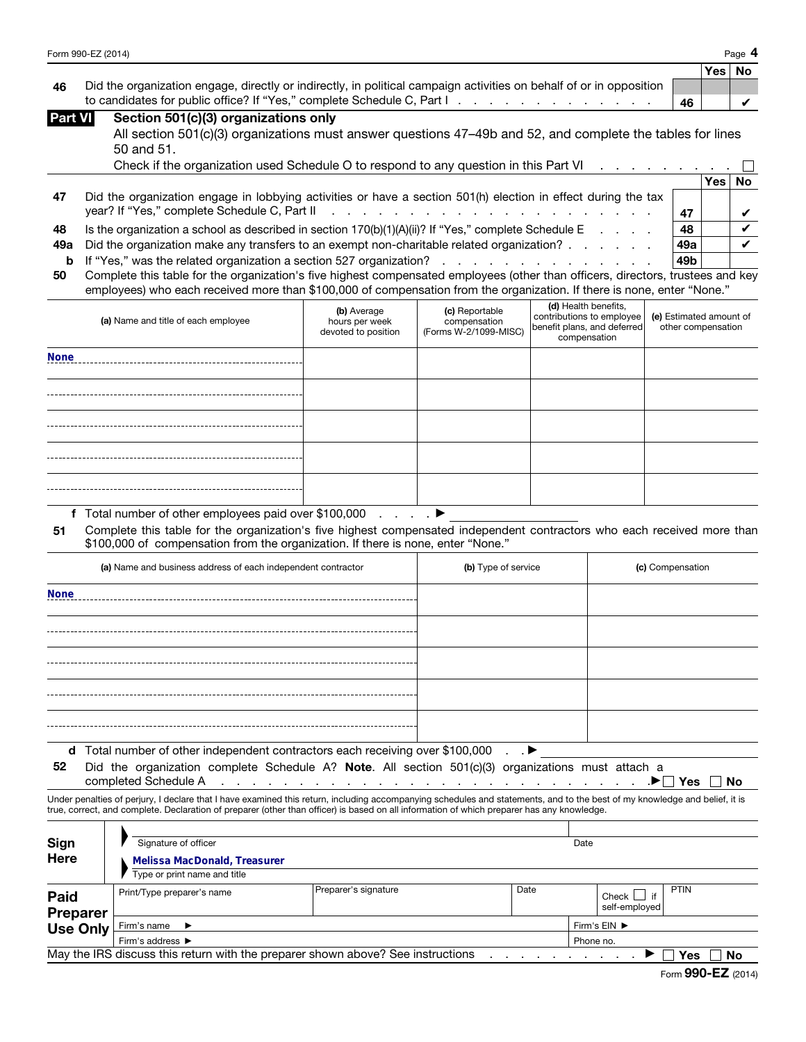| | | | Yes | No |
|---|---|---|---|---|
| 46 | Did the organization engage, directly or indirectly, in political campaign activities on behalf of or in opposition to candidates for public office? If "Yes," complete Schedule C, Part I | 46 | | ✔ |

**Part VI** **Section 501(c)(3) organizations only**

All section 501(c)(3) organizations must answer questions 47–49b and 52, and complete the tables for lines 50 and 51.

Check if the organization used Schedule O to respond to any question in this Part VI ☐

| | | | Yes | No |
|---|---|---|---|---|
| 47 | Did the organization engage in lobbying activities or have a section 501(h) election in effect during the tax year? If "Yes," complete Schedule C, Part II | 47 | | ✔ |
| 48 | Is the organization a school as described in section 170(b)(1)(A)(ii)? If "Yes," complete Schedule E | 48 | | ✔ |
| 49a | Did the organization make any transfers to an exempt non-charitable related organization? | 49a | | ✔ |
| b | If "Yes," was the related organization a section 527 organization? | 49b | | |

**50** Complete this table for the organization's five highest compensated employees (other than officers, directors, trustees and key employees) who each received more than $100,000 of compensation from the organization. If there is none, enter "None."

| (a) Name and title of each employee | (b) Average hours per week devoted to position | (c) Reportable compensation (Forms W-2/1099-MISC) | (d) Health benefits, contributions to employee benefit plans, and deferred compensation | (e) Estimated amount of other compensation |
|---|---|---|---|---|
| None | | | | |
| | | | | |
| | | | | |
| | | | | |
| | | | | |

**f** Total number of other employees paid over $100,000 ▶

**51** Complete this table for the organization's five highest compensated independent contractors who each received more than $100,000 of compensation from the organization. If there is none, enter "None."

| (a) Name and business address of each independent contractor | (b) Type of service | (c) Compensation |
|---|---|---|
| None | | |
| | | |
| | | |
| | | |
| | | |

**d** Total number of other independent contractors each receiving over $100,000 ▶

**52** Did the organization complete Schedule A? **Note.** All section 501(c)(3) organizations must attach a completed Schedule A ▶ ☐ Yes ☐ No

Under penalties of perjury, I declare that I have examined this return, including accompanying schedules and statements, and to the best of my knowledge and belief, it is true, correct, and complete. Declaration of preparer (other than officer) is based on all information of which preparer has any knowledge.

**Sign Here**

Signature of officer — Date

Melissa MacDonald, Treasurer

Type or print name and title

**Paid Preparer Use Only**

| Print/Type preparer's name | Preparer's signature | Date | Check ☐ if self-employed | PTIN |
|---|---|---|---|---|
| Firm's name ▶ | | | Firm's EIN ▶ | |
| Firm's address ▶ | | | Phone no. | |

May the IRS discuss this return with the preparer shown above? See instructions ▶ ☐ Yes ☐ No

Form **990-EZ** (2014)